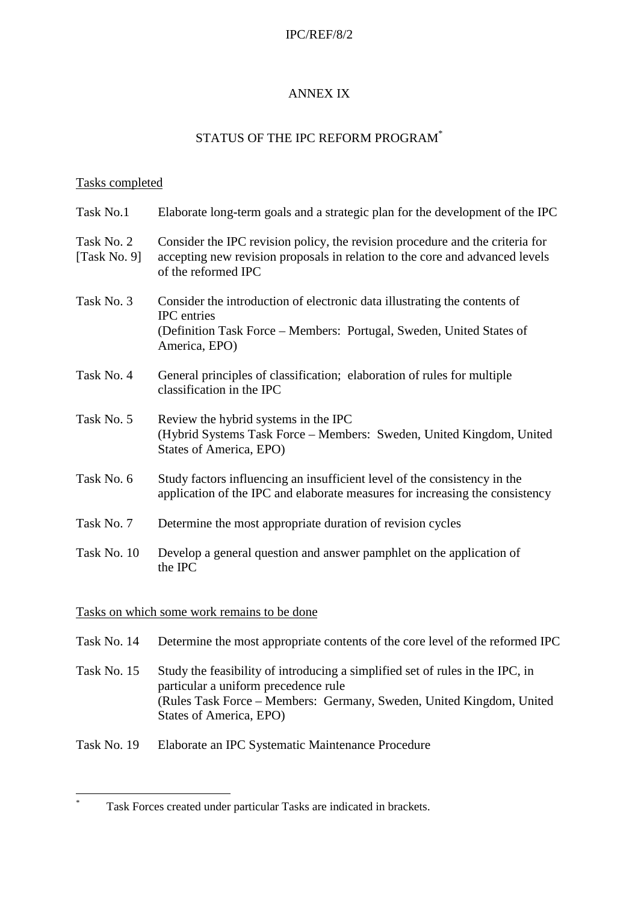# ANNEX IX

## STATUS OF THE IPC REFORM PROGRAM[*]

Tasks completed

Task No.1 — Elaborate long-term goals and a strategic plan for the development of the IPC

Task No. 2 [Task No. 9] — Consider the IPC revision policy, the revision procedure and the criteria for accepting new revision proposals in relation to the core and advanced levels of the reformed IPC

Task No. 3 — Consider the introduction of electronic data illustrating the contents of IPC entries
(Definition Task Force – Members: Portugal, Sweden, United States of America, EPO)

Task No. 4 — General principles of classification; elaboration of rules for multiple classification in the IPC

Task No. 5 — Review the hybrid systems in the IPC
(Hybrid Systems Task Force – Members: Sweden, United Kingdom, United States of America, EPO)

Task No. 6 — Study factors influencing an insufficient level of the consistency in the application of the IPC and elaborate measures for increasing the consistency

Task No. 7 — Determine the most appropriate duration of revision cycles

Task No. 10 — Develop a general question and answer pamphlet on the application of the IPC

Tasks on which some work remains to be done

Task No. 14 — Determine the most appropriate contents of the core level of the reformed IPC

Task No. 15 — Study the feasibility of introducing a simplified set of rules in the IPC, in particular a uniform precedence rule
(Rules Task Force – Members: Germany, Sweden, United Kingdom, United States of America, EPO)

Task No. 19 — Elaborate an IPC Systematic Maintenance Procedure

[*] Task Forces created under particular Tasks are indicated in brackets.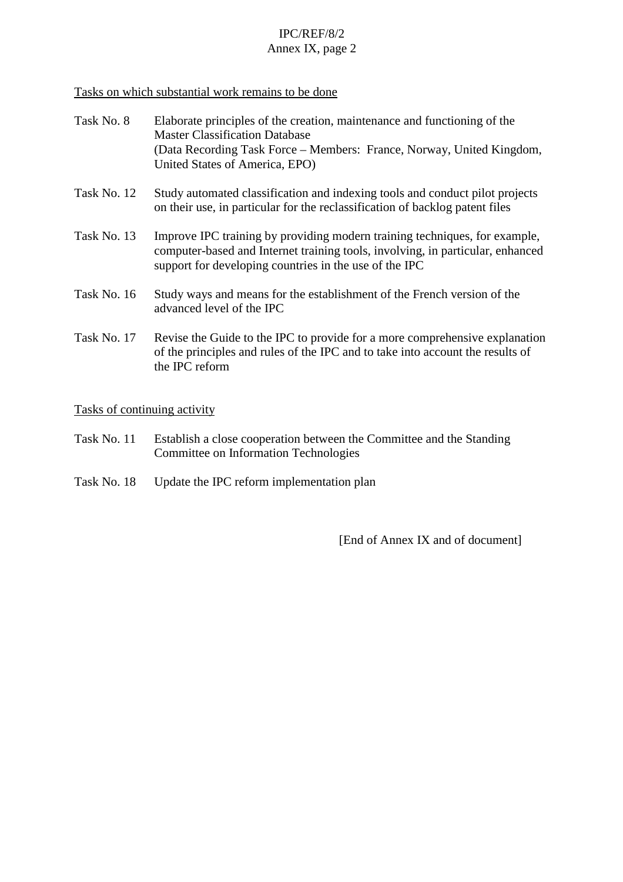Tasks on which substantial work remains to be done

Task No. 8 Elaborate principles of the creation, maintenance and functioning of the Master Classification Database
(Data Recording Task Force – Members: France, Norway, United Kingdom, United States of America, EPO)

Task No. 12 Study automated classification and indexing tools and conduct pilot projects on their use, in particular for the reclassification of backlog patent files

Task No. 13 Improve IPC training by providing modern training techniques, for example, computer-based and Internet training tools, involving, in particular, enhanced support for developing countries in the use of the IPC

Task No. 16 Study ways and means for the establishment of the French version of the advanced level of the IPC

Task No. 17 Revise the Guide to the IPC to provide for a more comprehensive explanation of the principles and rules of the IPC and to take into account the results of the IPC reform

Tasks of continuing activity

Task No. 11 Establish a close cooperation between the Committee and the Standing Committee on Information Technologies

Task No. 18 Update the IPC reform implementation plan

[End of Annex IX and of document]